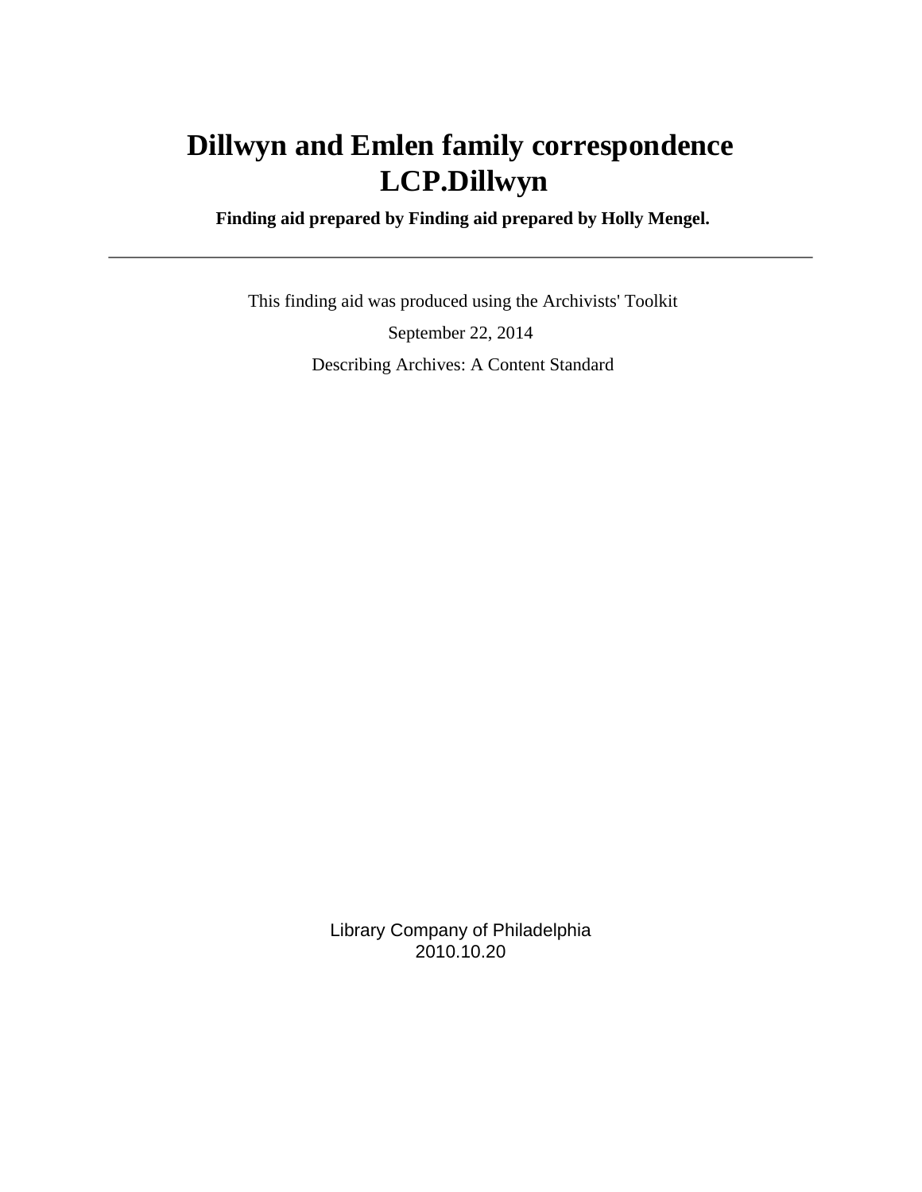# Dillwyn and Emlen family correspondence
# LCP.Dillwyn

**Finding aid prepared by Finding aid prepared by Holly Mengel.**

---

This finding aid was produced using the Archivists' Toolkit

September 22, 2014

Describing Archives: A Content Standard

Library Company of Philadelphia
2010.10.20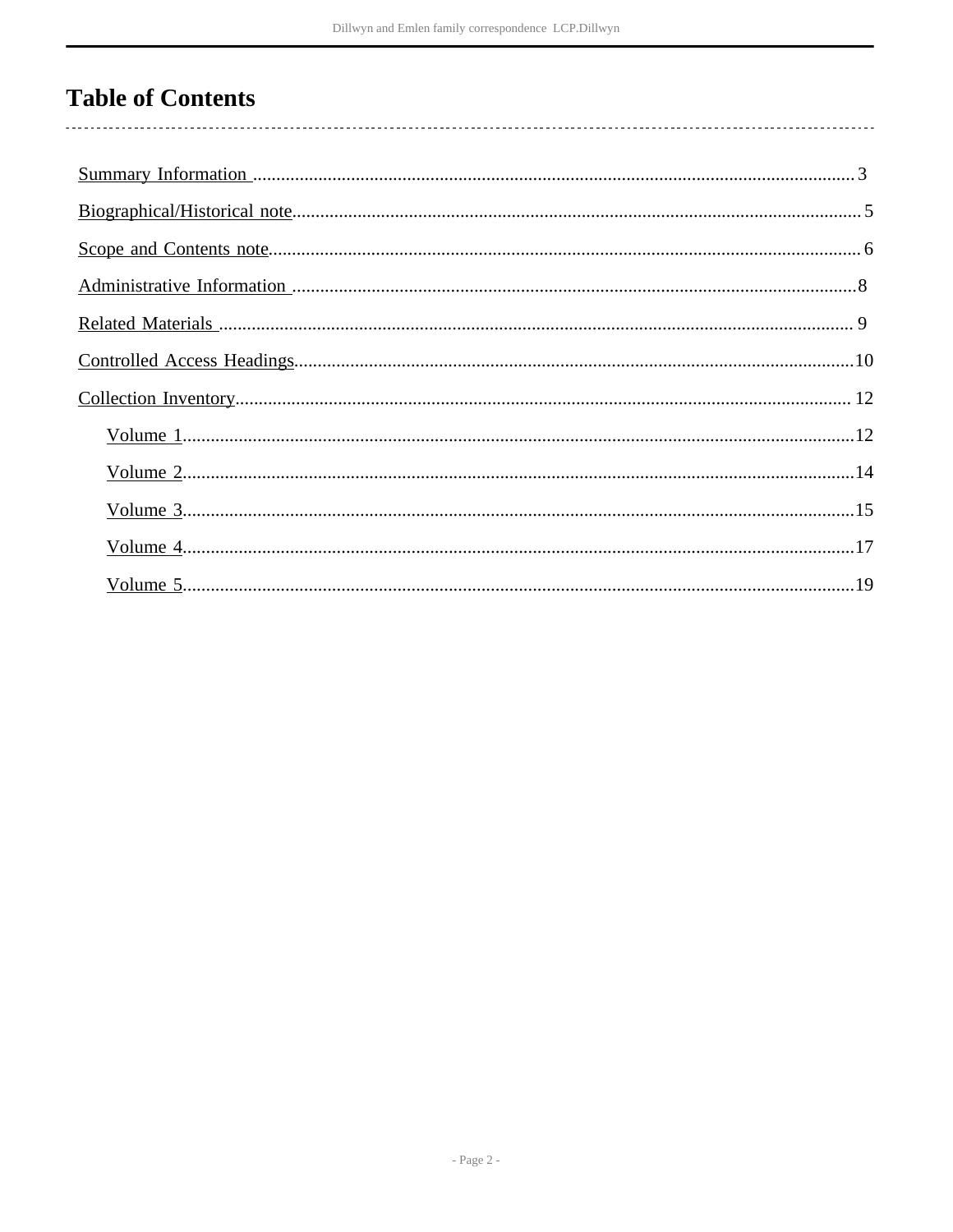# Table of Contents

- Summary Information ....................................................................................................................... 3
- Biographical/Historical note.............................................................................................................. 5
- Scope and Contents note.................................................................................................................... 6
- Administrative Information .............................................................................................................. 8
- Related Materials .............................................................................................................................. 9
- Controlled Access Headings............................................................................................................. 10
- Collection Inventory......................................................................................................................... 12
    - Volume 1....................................................................................................................................12
    - Volume 2....................................................................................................................................14
    - Volume 3....................................................................................................................................15
    - Volume 4....................................................................................................................................17
    - Volume 5....................................................................................................................................19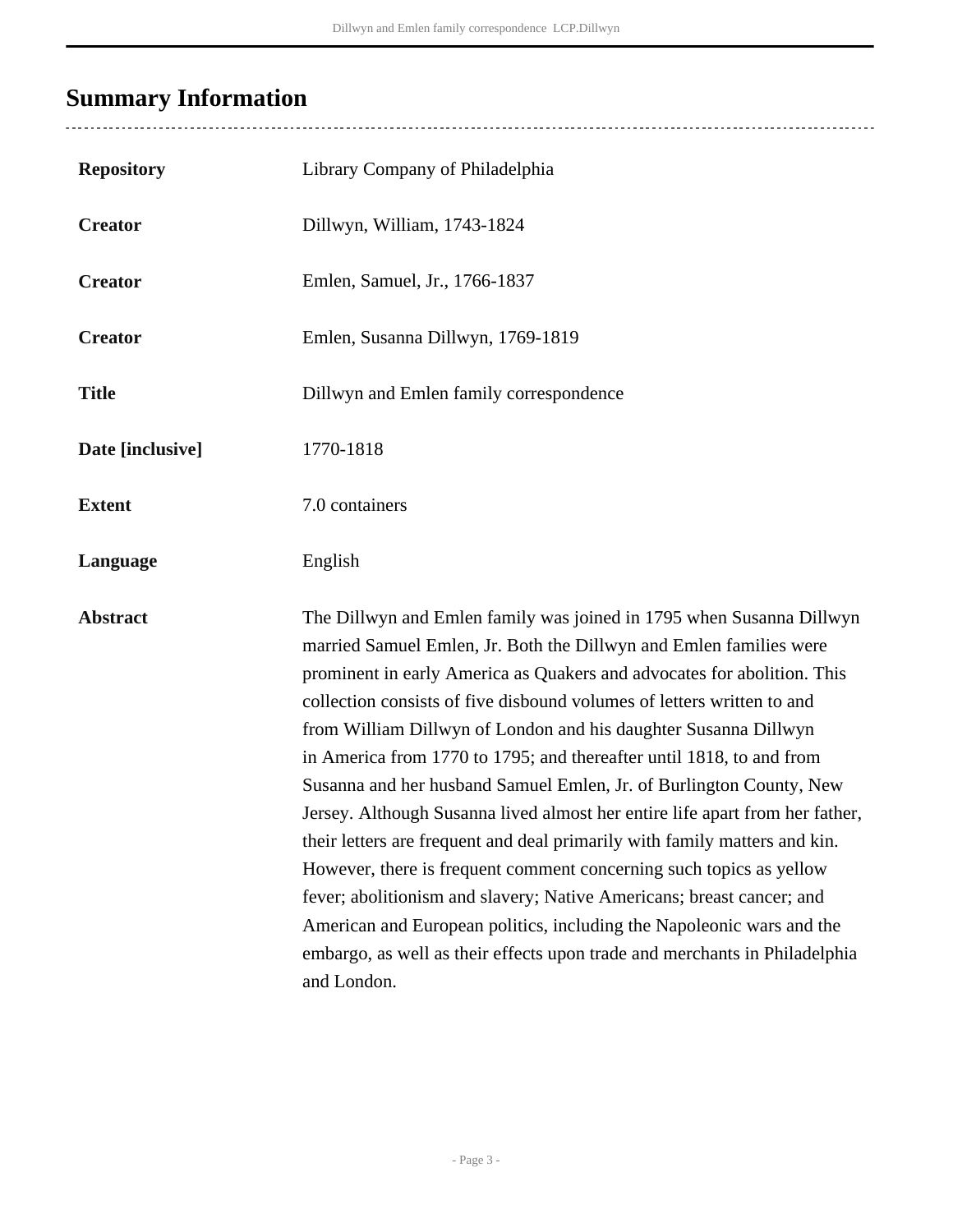## Summary Information

| | |
|---|---|
| **Repository** | Library Company of Philadelphia |
| **Creator** | Dillwyn, William, 1743-1824 |
| **Creator** | Emlen, Samuel, Jr., 1766-1837 |
| **Creator** | Emlen, Susanna Dillwyn, 1769-1819 |
| **Title** | Dillwyn and Emlen family correspondence |
| **Date [inclusive]** | 1770-1818 |
| **Extent** | 7.0 containers |
| **Language** | English |
| **Abstract** | The Dillwyn and Emlen family was joined in 1795 when Susanna Dillwyn married Samuel Emlen, Jr. Both the Dillwyn and Emlen families were prominent in early America as Quakers and advocates for abolition. This collection consists of five disbound volumes of letters written to and from William Dillwyn of London and his daughter Susanna Dillwyn in America from 1770 to 1795; and thereafter until 1818, to and from Susanna and her husband Samuel Emlen, Jr. of Burlington County, New Jersey. Although Susanna lived almost her entire life apart from her father, their letters are frequent and deal primarily with family matters and kin. However, there is frequent comment concerning such topics as yellow fever; abolitionism and slavery; Native Americans; breast cancer; and American and European politics, including the Napoleonic wars and the embargo, as well as their effects upon trade and merchants in Philadelphia and London. |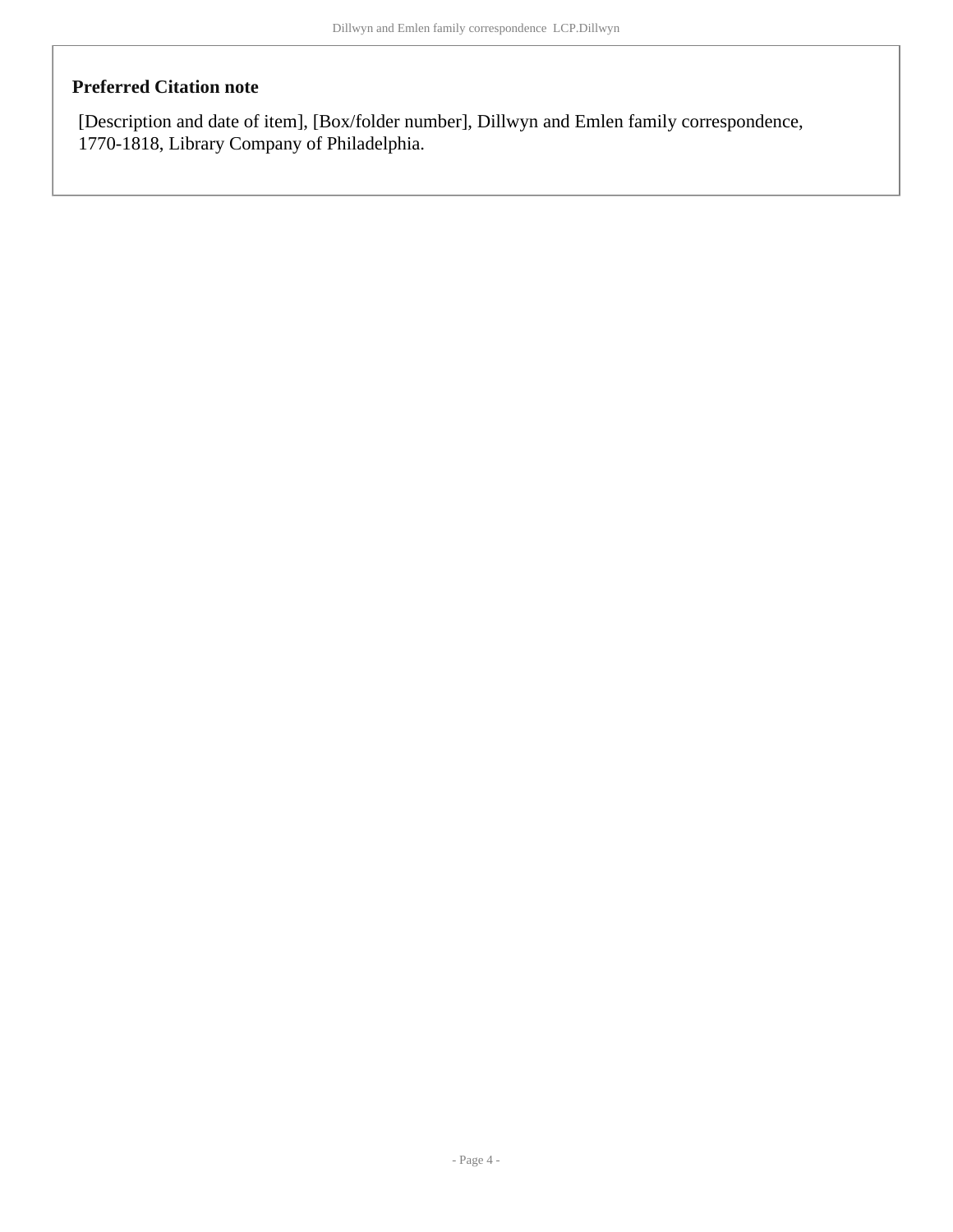### Preferred Citation note

[Description and date of item], [Box/folder number], Dillwyn and Emlen family correspondence, 1770-1818, Library Company of Philadelphia.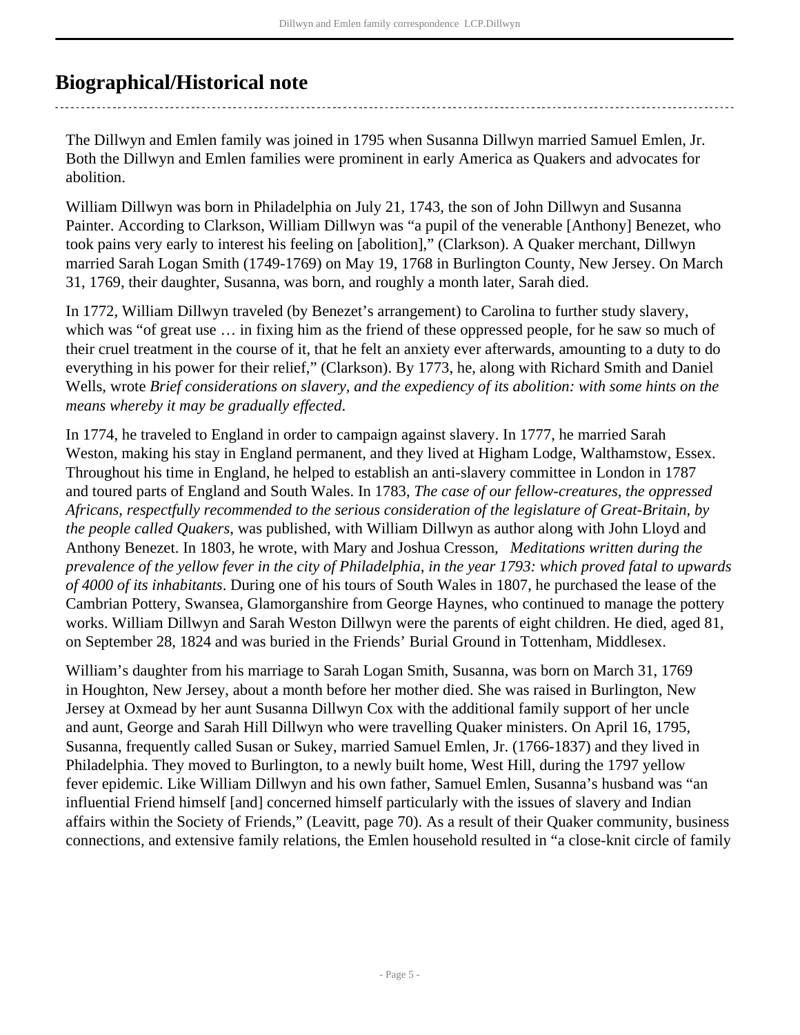## Biographical/Historical note

The Dillwyn and Emlen family was joined in 1795 when Susanna Dillwyn married Samuel Emlen, Jr. Both the Dillwyn and Emlen families were prominent in early America as Quakers and advocates for abolition.

William Dillwyn was born in Philadelphia on July 21, 1743, the son of John Dillwyn and Susanna Painter. According to Clarkson, William Dillwyn was "a pupil of the venerable [Anthony] Benezet, who took pains very early to interest his feeling on [abolition]," (Clarkson). A Quaker merchant, Dillwyn married Sarah Logan Smith (1749-1769) on May 19, 1768 in Burlington County, New Jersey. On March 31, 1769, their daughter, Susanna, was born, and roughly a month later, Sarah died.

In 1772, William Dillwyn traveled (by Benezet's arrangement) to Carolina to further study slavery, which was "of great use … in fixing him as the friend of these oppressed people, for he saw so much of their cruel treatment in the course of it, that he felt an anxiety ever afterwards, amounting to a duty to do everything in his power for their relief," (Clarkson). By 1773, he, along with Richard Smith and Daniel Wells, wrote *Brief considerations on slavery, and the expediency of its abolition: with some hints on the means whereby it may be gradually effected*.

In 1774, he traveled to England in order to campaign against slavery. In 1777, he married Sarah Weston, making his stay in England permanent, and they lived at Higham Lodge, Walthamstow, Essex. Throughout his time in England, he helped to establish an anti-slavery committee in London in 1787 and toured parts of England and South Wales. In 1783, *The case of our fellow-creatures, the oppressed Africans, respectfully recommended to the serious consideration of the legislature of Great-Britain, by the people called Quakers*, was published, with William Dillwyn as author along with John Lloyd and Anthony Benezet. In 1803, he wrote, with Mary and Joshua Cresson, *Meditations written during the prevalence of the yellow fever in the city of Philadelphia, in the year 1793: which proved fatal to upwards of 4000 of its inhabitants*. During one of his tours of South Wales in 1807, he purchased the lease of the Cambrian Pottery, Swansea, Glamorganshire from George Haynes, who continued to manage the pottery works. William Dillwyn and Sarah Weston Dillwyn were the parents of eight children. He died, aged 81, on September 28, 1824 and was buried in the Friends' Burial Ground in Tottenham, Middlesex.

William's daughter from his marriage to Sarah Logan Smith, Susanna, was born on March 31, 1769 in Houghton, New Jersey, about a month before her mother died. She was raised in Burlington, New Jersey at Oxmead by her aunt Susanna Dillwyn Cox with the additional family support of her uncle and aunt, George and Sarah Hill Dillwyn who were travelling Quaker ministers. On April 16, 1795, Susanna, frequently called Susan or Sukey, married Samuel Emlen, Jr. (1766-1837) and they lived in Philadelphia. They moved to Burlington, to a newly built home, West Hill, during the 1797 yellow fever epidemic. Like William Dillwyn and his own father, Samuel Emlen, Susanna's husband was "an influential Friend himself [and] concerned himself particularly with the issues of slavery and Indian affairs within the Society of Friends," (Leavitt, page 70). As a result of their Quaker community, business connections, and extensive family relations, the Emlen household resulted in "a close-knit circle of family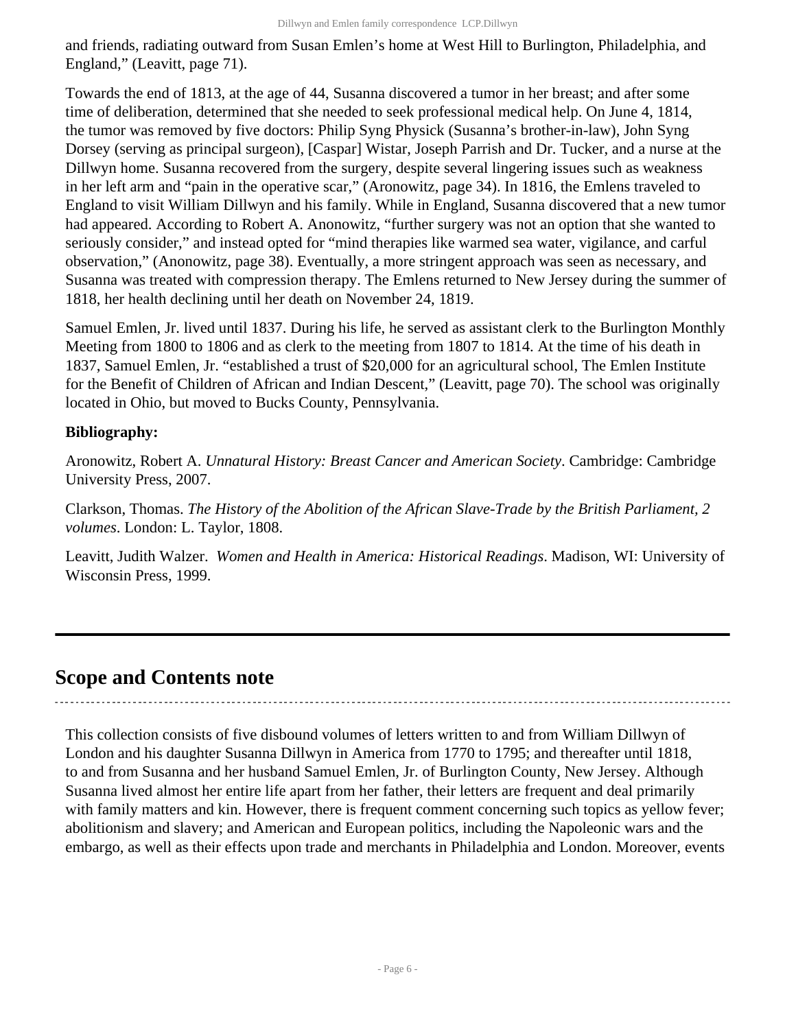and friends, radiating outward from Susan Emlen's home at West Hill to Burlington, Philadelphia, and England," (Leavitt, page 71).

Towards the end of 1813, at the age of 44, Susanna discovered a tumor in her breast; and after some time of deliberation, determined that she needed to seek professional medical help. On June 4, 1814, the tumor was removed by five doctors: Philip Syng Physick (Susanna's brother-in-law), John Syng Dorsey (serving as principal surgeon), [Caspar] Wistar, Joseph Parrish and Dr. Tucker, and a nurse at the Dillwyn home. Susanna recovered from the surgery, despite several lingering issues such as weakness in her left arm and "pain in the operative scar," (Aronowitz, page 34). In 1816, the Emlens traveled to England to visit William Dillwyn and his family. While in England, Susanna discovered that a new tumor had appeared. According to Robert A. Anonowitz, "further surgery was not an option that she wanted to seriously consider," and instead opted for "mind therapies like warmed sea water, vigilance, and carful observation," (Anonowitz, page 38). Eventually, a more stringent approach was seen as necessary, and Susanna was treated with compression therapy. The Emlens returned to New Jersey during the summer of 1818, her health declining until her death on November 24, 1819.

Samuel Emlen, Jr. lived until 1837. During his life, he served as assistant clerk to the Burlington Monthly Meeting from 1800 to 1806 and as clerk to the meeting from 1807 to 1814. At the time of his death in 1837, Samuel Emlen, Jr. "established a trust of $20,000 for an agricultural school, The Emlen Institute for the Benefit of Children of African and Indian Descent," (Leavitt, page 70). The school was originally located in Ohio, but moved to Bucks County, Pennsylvania.

**Bibliography:**

Aronowitz, Robert A. *Unnatural History: Breast Cancer and American Society*. Cambridge: Cambridge University Press, 2007.

Clarkson, Thomas. *The History of the Abolition of the African Slave-Trade by the British Parliament, 2 volumes*. London: L. Taylor, 1808.

Leavitt, Judith Walzer. *Women and Health in America: Historical Readings*. Madison, WI: University of Wisconsin Press, 1999.

## Scope and Contents note

This collection consists of five disbound volumes of letters written to and from William Dillwyn of London and his daughter Susanna Dillwyn in America from 1770 to 1795; and thereafter until 1818, to and from Susanna and her husband Samuel Emlen, Jr. of Burlington County, New Jersey. Although Susanna lived almost her entire life apart from her father, their letters are frequent and deal primarily with family matters and kin. However, there is frequent comment concerning such topics as yellow fever; abolitionism and slavery; and American and European politics, including the Napoleonic wars and the embargo, as well as their effects upon trade and merchants in Philadelphia and London. Moreover, events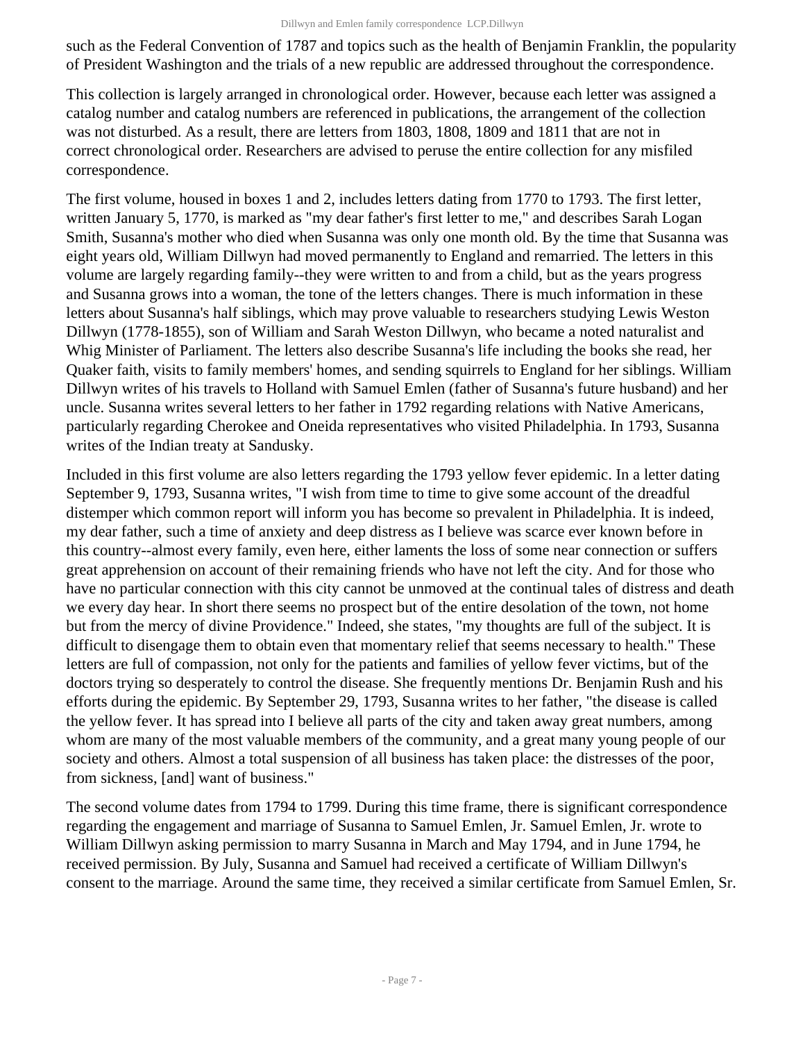such as the Federal Convention of 1787 and topics such as the health of Benjamin Franklin, the popularity of President Washington and the trials of a new republic are addressed throughout the correspondence.

This collection is largely arranged in chronological order. However, because each letter was assigned a catalog number and catalog numbers are referenced in publications, the arrangement of the collection was not disturbed. As a result, there are letters from 1803, 1808, 1809 and 1811 that are not in correct chronological order. Researchers are advised to peruse the entire collection for any misfiled correspondence.

The first volume, housed in boxes 1 and 2, includes letters dating from 1770 to 1793. The first letter, written January 5, 1770, is marked as "my dear father's first letter to me," and describes Sarah Logan Smith, Susanna's mother who died when Susanna was only one month old. By the time that Susanna was eight years old, William Dillwyn had moved permanently to England and remarried. The letters in this volume are largely regarding family--they were written to and from a child, but as the years progress and Susanna grows into a woman, the tone of the letters changes. There is much information in these letters about Susanna's half siblings, which may prove valuable to researchers studying Lewis Weston Dillwyn (1778-1855), son of William and Sarah Weston Dillwyn, who became a noted naturalist and Whig Minister of Parliament. The letters also describe Susanna's life including the books she read, her Quaker faith, visits to family members' homes, and sending squirrels to England for her siblings. William Dillwyn writes of his travels to Holland with Samuel Emlen (father of Susanna's future husband) and her uncle. Susanna writes several letters to her father in 1792 regarding relations with Native Americans, particularly regarding Cherokee and Oneida representatives who visited Philadelphia. In 1793, Susanna writes of the Indian treaty at Sandusky.

Included in this first volume are also letters regarding the 1793 yellow fever epidemic. In a letter dating September 9, 1793, Susanna writes, "I wish from time to time to give some account of the dreadful distemper which common report will inform you has become so prevalent in Philadelphia. It is indeed, my dear father, such a time of anxiety and deep distress as I believe was scarce ever known before in this country--almost every family, even here, either laments the loss of some near connection or suffers great apprehension on account of their remaining friends who have not left the city. And for those who have no particular connection with this city cannot be unmoved at the continual tales of distress and death we every day hear. In short there seems no prospect but of the entire desolation of the town, not home but from the mercy of divine Providence." Indeed, she states, "my thoughts are full of the subject. It is difficult to disengage them to obtain even that momentary relief that seems necessary to health." These letters are full of compassion, not only for the patients and families of yellow fever victims, but of the doctors trying so desperately to control the disease. She frequently mentions Dr. Benjamin Rush and his efforts during the epidemic. By September 29, 1793, Susanna writes to her father, "the disease is called the yellow fever. It has spread into I believe all parts of the city and taken away great numbers, among whom are many of the most valuable members of the community, and a great many young people of our society and others. Almost a total suspension of all business has taken place: the distresses of the poor, from sickness, [and] want of business."

The second volume dates from 1794 to 1799. During this time frame, there is significant correspondence regarding the engagement and marriage of Susanna to Samuel Emlen, Jr. Samuel Emlen, Jr. wrote to William Dillwyn asking permission to marry Susanna in March and May 1794, and in June 1794, he received permission. By July, Susanna and Samuel had received a certificate of William Dillwyn's consent to the marriage. Around the same time, they received a similar certificate from Samuel Emlen, Sr.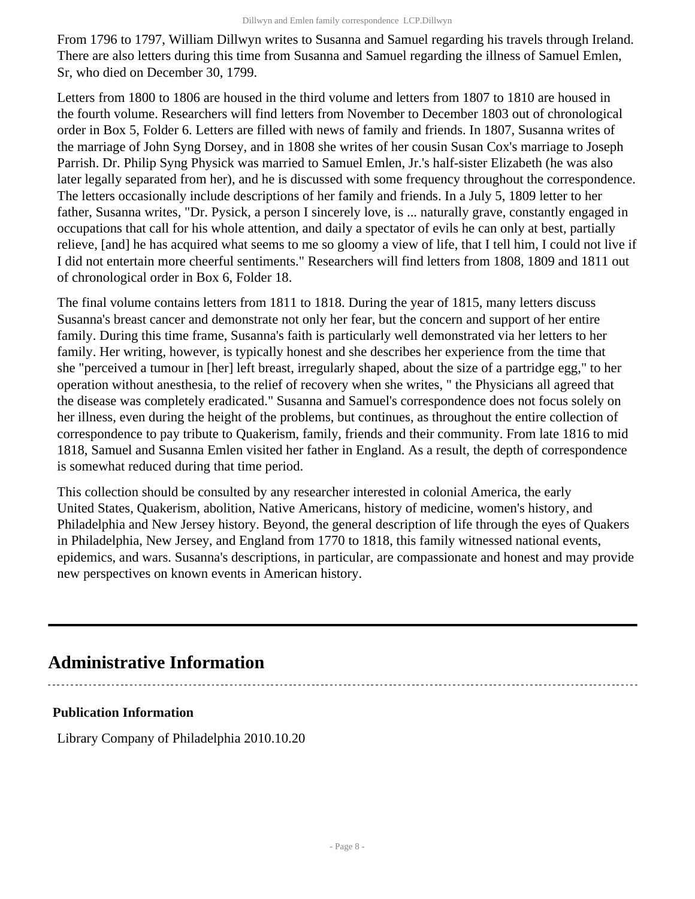From 1796 to 1797, William Dillwyn writes to Susanna and Samuel regarding his travels through Ireland. There are also letters during this time from Susanna and Samuel regarding the illness of Samuel Emlen, Sr, who died on December 30, 1799.

Letters from 1800 to 1806 are housed in the third volume and letters from 1807 to 1810 are housed in the fourth volume. Researchers will find letters from November to December 1803 out of chronological order in Box 5, Folder 6. Letters are filled with news of family and friends. In 1807, Susanna writes of the marriage of John Syng Dorsey, and in 1808 she writes of her cousin Susan Cox's marriage to Joseph Parrish. Dr. Philip Syng Physick was married to Samuel Emlen, Jr.'s half-sister Elizabeth (he was also later legally separated from her), and he is discussed with some frequency throughout the correspondence. The letters occasionally include descriptions of her family and friends. In a July 5, 1809 letter to her father, Susanna writes, "Dr. Pysick, a person I sincerely love, is ... naturally grave, constantly engaged in occupations that call for his whole attention, and daily a spectator of evils he can only at best, partially relieve, [and] he has acquired what seems to me so gloomy a view of life, that I tell him, I could not live if I did not entertain more cheerful sentiments." Researchers will find letters from 1808, 1809 and 1811 out of chronological order in Box 6, Folder 18.

The final volume contains letters from 1811 to 1818. During the year of 1815, many letters discuss Susanna's breast cancer and demonstrate not only her fear, but the concern and support of her entire family. During this time frame, Susanna's faith is particularly well demonstrated via her letters to her family. Her writing, however, is typically honest and she describes her experience from the time that she "perceived a tumour in [her] left breast, irregularly shaped, about the size of a partridge egg," to her operation without anesthesia, to the relief of recovery when she writes, " the Physicians all agreed that the disease was completely eradicated." Susanna and Samuel's correspondence does not focus solely on her illness, even during the height of the problems, but continues, as throughout the entire collection of correspondence to pay tribute to Quakerism, family, friends and their community. From late 1816 to mid 1818, Samuel and Susanna Emlen visited her father in England. As a result, the depth of correspondence is somewhat reduced during that time period.

This collection should be consulted by any researcher interested in colonial America, the early United States, Quakerism, abolition, Native Americans, history of medicine, women's history, and Philadelphia and New Jersey history. Beyond, the general description of life through the eyes of Quakers in Philadelphia, New Jersey, and England from 1770 to 1818, this family witnessed national events, epidemics, and wars. Susanna's descriptions, in particular, are compassionate and honest and may provide new perspectives on known events in American history.

## Administrative Information

### Publication Information

Library Company of Philadelphia 2010.10.20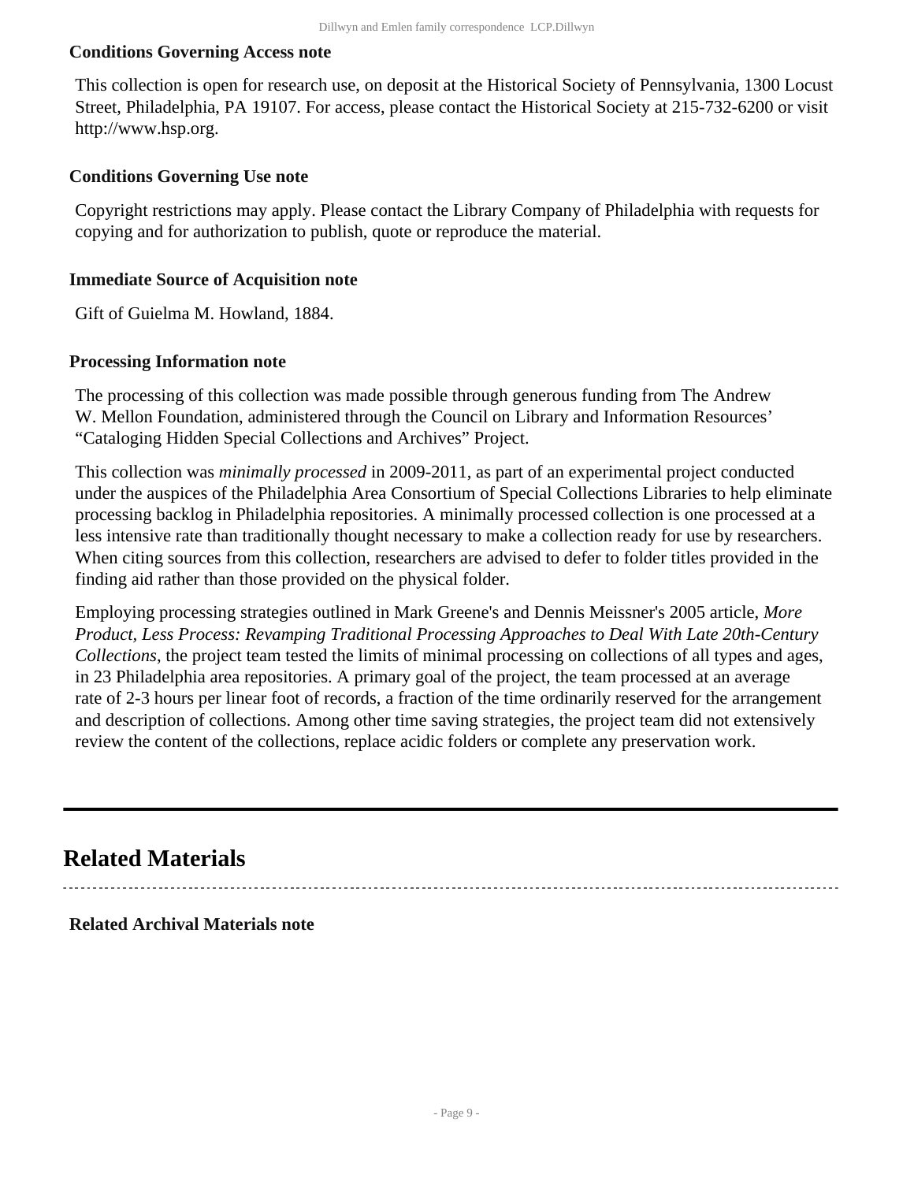### Conditions Governing Access note

This collection is open for research use, on deposit at the Historical Society of Pennsylvania, 1300 Locust Street, Philadelphia, PA 19107. For access, please contact the Historical Society at 215-732-6200 or visit http://www.hsp.org.

### Conditions Governing Use note

Copyright restrictions may apply. Please contact the Library Company of Philadelphia with requests for copying and for authorization to publish, quote or reproduce the material.

### Immediate Source of Acquisition note

Gift of Guielma M. Howland, 1884.

### Processing Information note

The processing of this collection was made possible through generous funding from The Andrew W. Mellon Foundation, administered through the Council on Library and Information Resources' "Cataloging Hidden Special Collections and Archives" Project.

This collection was *minimally processed* in 2009-2011, as part of an experimental project conducted under the auspices of the Philadelphia Area Consortium of Special Collections Libraries to help eliminate processing backlog in Philadelphia repositories. A minimally processed collection is one processed at a less intensive rate than traditionally thought necessary to make a collection ready for use by researchers. When citing sources from this collection, researchers are advised to defer to folder titles provided in the finding aid rather than those provided on the physical folder.

Employing processing strategies outlined in Mark Greene's and Dennis Meissner's 2005 article, *More Product, Less Process: Revamping Traditional Processing Approaches to Deal With Late 20th-Century Collections*, the project team tested the limits of minimal processing on collections of all types and ages, in 23 Philadelphia area repositories. A primary goal of the project, the team processed at an average rate of 2-3 hours per linear foot of records, a fraction of the time ordinarily reserved for the arrangement and description of collections. Among other time saving strategies, the project team did not extensively review the content of the collections, replace acidic folders or complete any preservation work.

## Related Materials

### Related Archival Materials note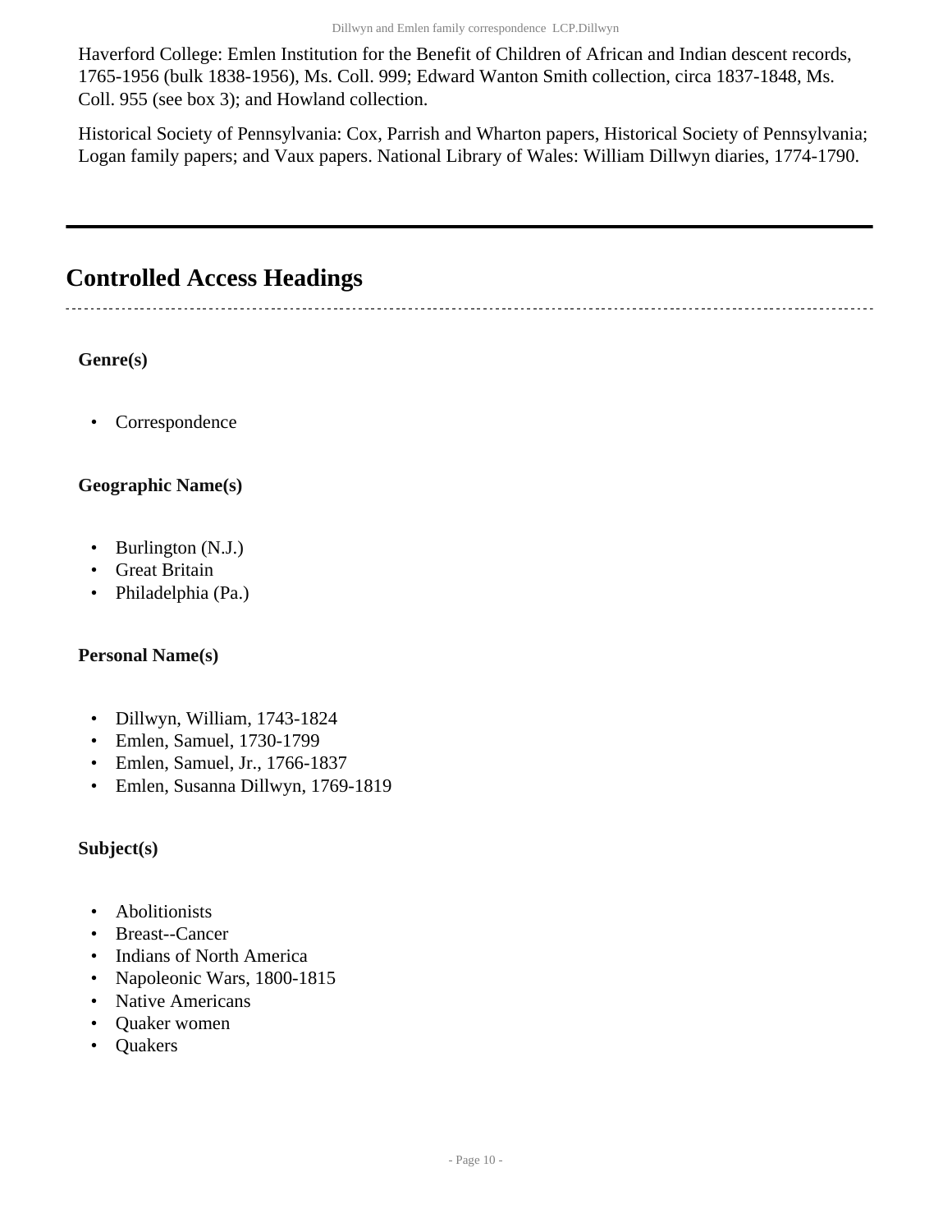Haverford College: Emlen Institution for the Benefit of Children of African and Indian descent records, 1765-1956 (bulk 1838-1956), Ms. Coll. 999; Edward Wanton Smith collection, circa 1837-1848, Ms. Coll. 955 (see box 3); and Howland collection.

Historical Society of Pennsylvania: Cox, Parrish and Wharton papers, Historical Society of Pennsylvania; Logan family papers; and Vaux papers. National Library of Wales: William Dillwyn diaries, 1774-1790.

## Controlled Access Headings

**Genre(s)**

- Correspondence

**Geographic Name(s)**

- Burlington (N.J.)
- Great Britain
- Philadelphia (Pa.)

**Personal Name(s)**

- Dillwyn, William, 1743-1824
- Emlen, Samuel, 1730-1799
- Emlen, Samuel, Jr., 1766-1837
- Emlen, Susanna Dillwyn, 1769-1819

**Subject(s)**

- Abolitionists
- Breast--Cancer
- Indians of North America
- Napoleonic Wars, 1800-1815
- Native Americans
- Quaker women
- Quakers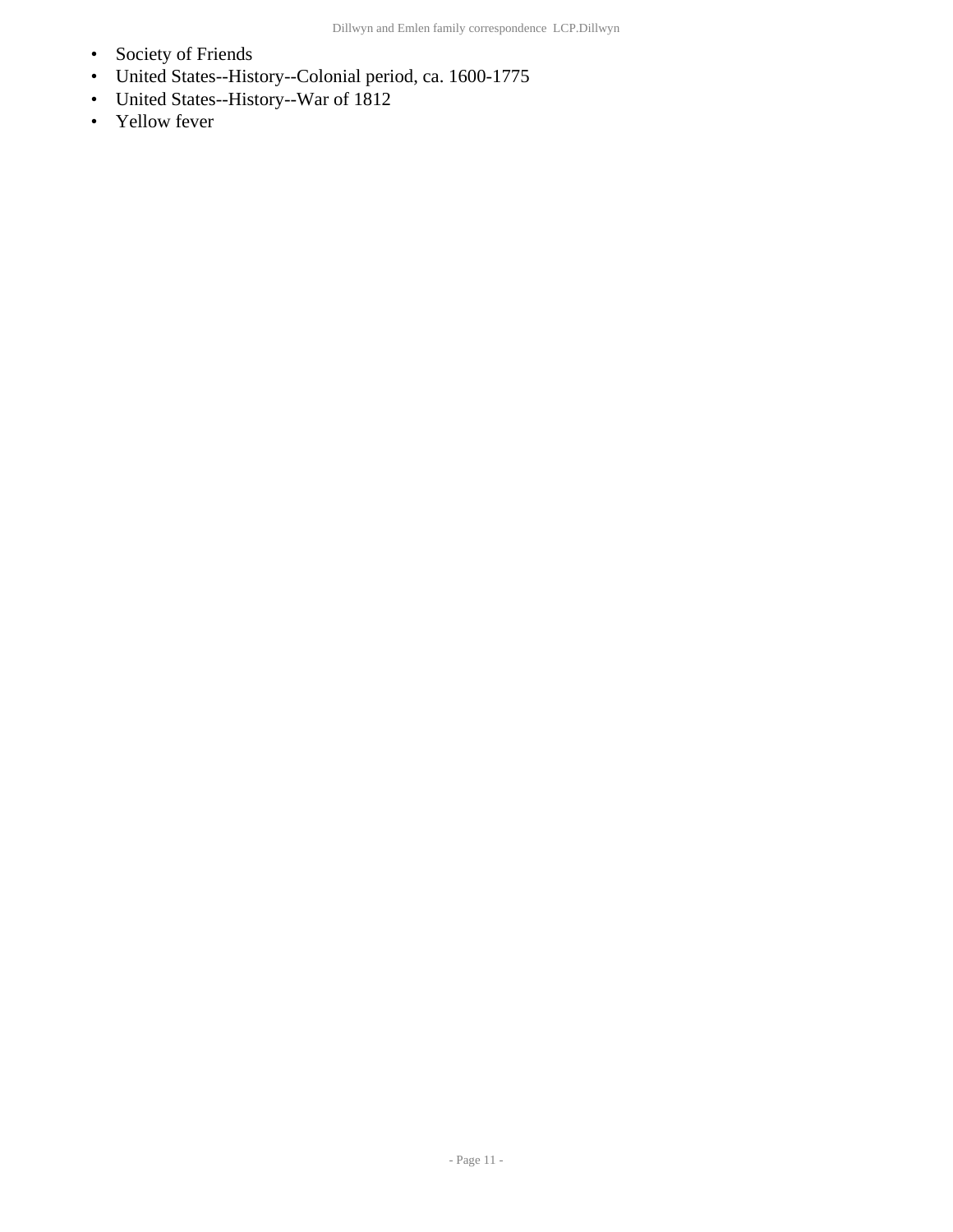- Society of Friends
- United States--History--Colonial period, ca. 1600-1775
- United States--History--War of 1812
- Yellow fever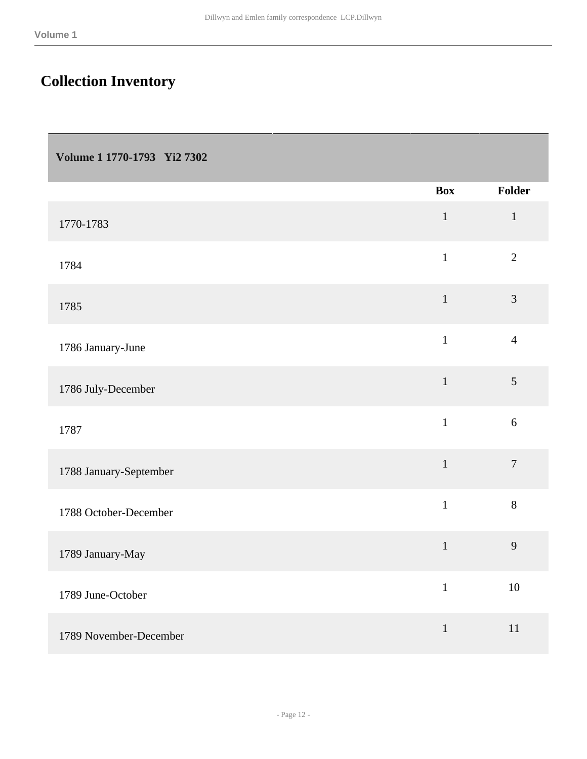## Collection Inventory

| Volume 1 1770-1793 Yi2 7302 | | |
|---|---|---|
| | **Box** | **Folder** |
| 1770-1783 | 1 | 1 |
| 1784 | 1 | 2 |
| 1785 | 1 | 3 |
| 1786 January-June | 1 | 4 |
| 1786 July-December | 1 | 5 |
| 1787 | 1 | 6 |
| 1788 January-September | 1 | 7 |
| 1788 October-December | 1 | 8 |
| 1789 January-May | 1 | 9 |
| 1789 June-October | 1 | 10 |
| 1789 November-December | 1 | 11 |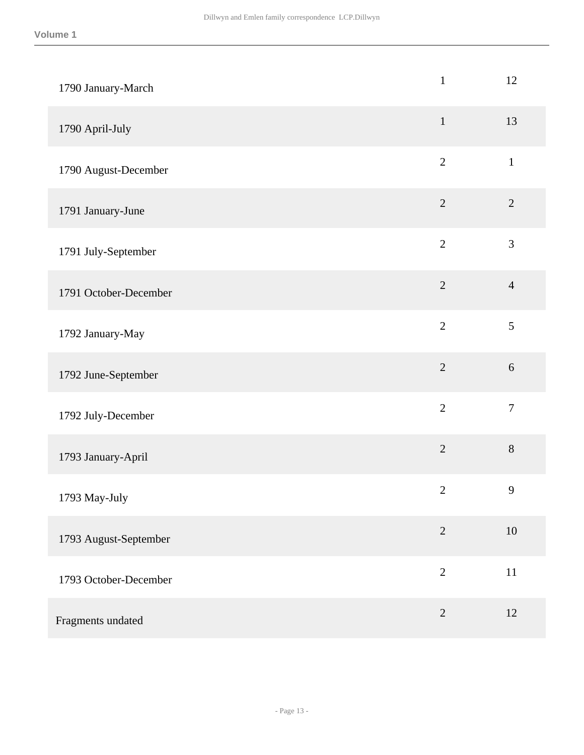| | | |
|---|---|---|
| 1790 January-March | 1 | 12 |
| 1790 April-July | 1 | 13 |
| 1790 August-December | 2 | 1 |
| 1791 January-June | 2 | 2 |
| 1791 July-September | 2 | 3 |
| 1791 October-December | 2 | 4 |
| 1792 January-May | 2 | 5 |
| 1792 June-September | 2 | 6 |
| 1792 July-December | 2 | 7 |
| 1793 January-April | 2 | 8 |
| 1793 May-July | 2 | 9 |
| 1793 August-September | 2 | 10 |
| 1793 October-December | 2 | 11 |
| Fragments undated | 2 | 12 |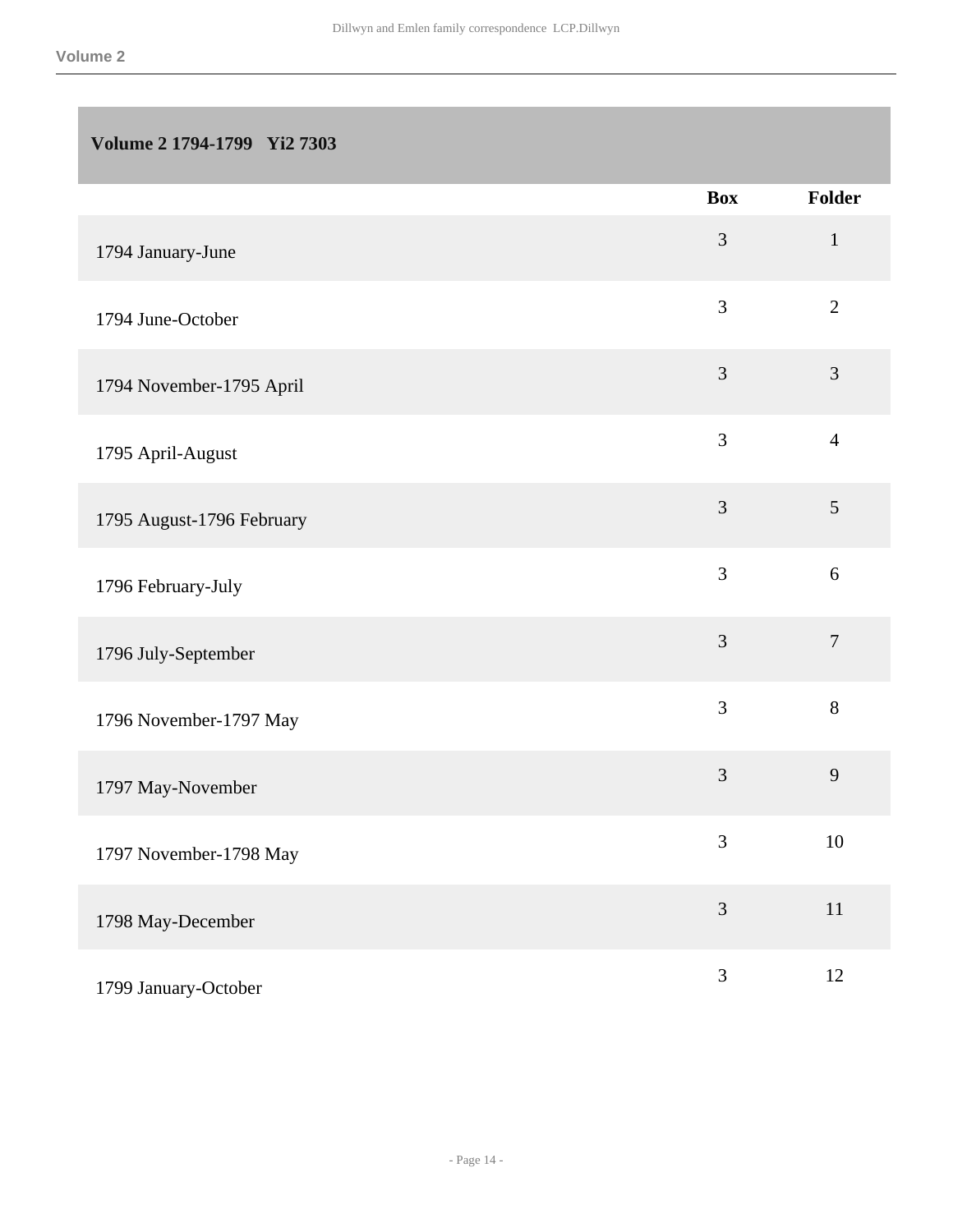## Volume 2 1794-1799 Yi2 7303

| | Box | Folder |
|---|---|---|
| 1794 January-June | 3 | 1 |
| 1794 June-October | 3 | 2 |
| 1794 November-1795 April | 3 | 3 |
| 1795 April-August | 3 | 4 |
| 1795 August-1796 February | 3 | 5 |
| 1796 February-July | 3 | 6 |
| 1796 July-September | 3 | 7 |
| 1796 November-1797 May | 3 | 8 |
| 1797 May-November | 3 | 9 |
| 1797 November-1798 May | 3 | 10 |
| 1798 May-December | 3 | 11 |
| 1799 January-October | 3 | 12 |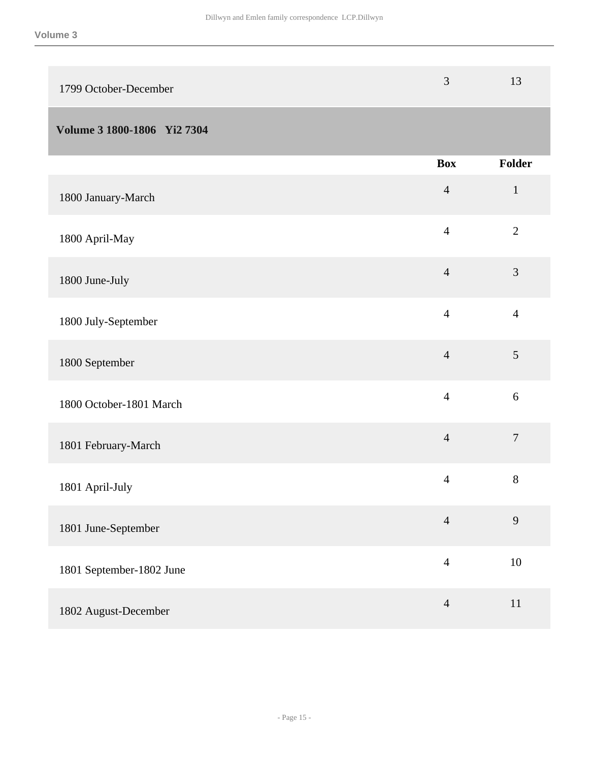| | | |
|---|---|---|
| 1799 October-December | 3 | 13 |

## Volume 3 1800-1806 Yi2 7304

| | Box | Folder |
|---|---|---|
| 1800 January-March | 4 | 1 |
| 1800 April-May | 4 | 2 |
| 1800 June-July | 4 | 3 |
| 1800 July-September | 4 | 4 |
| 1800 September | 4 | 5 |
| 1800 October-1801 March | 4 | 6 |
| 1801 February-March | 4 | 7 |
| 1801 April-July | 4 | 8 |
| 1801 June-September | 4 | 9 |
| 1801 September-1802 June | 4 | 10 |
| 1802 August-December | 4 | 11 |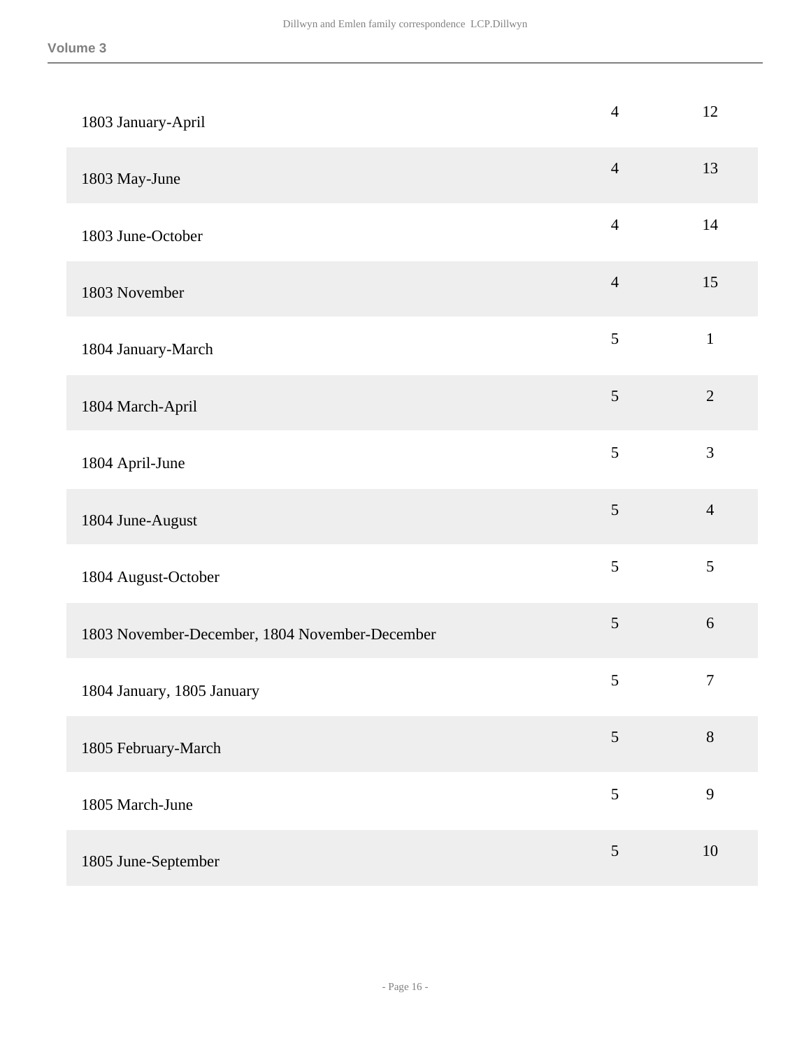| | | |
|---|---|---|
| 1803 January-April | 4 | 12 |
| 1803 May-June | 4 | 13 |
| 1803 June-October | 4 | 14 |
| 1803 November | 4 | 15 |
| 1804 January-March | 5 | 1 |
| 1804 March-April | 5 | 2 |
| 1804 April-June | 5 | 3 |
| 1804 June-August | 5 | 4 |
| 1804 August-October | 5 | 5 |
| 1803 November-December, 1804 November-December | 5 | 6 |
| 1804 January, 1805 January | 5 | 7 |
| 1805 February-March | 5 | 8 |
| 1805 March-June | 5 | 9 |
| 1805 June-September | 5 | 10 |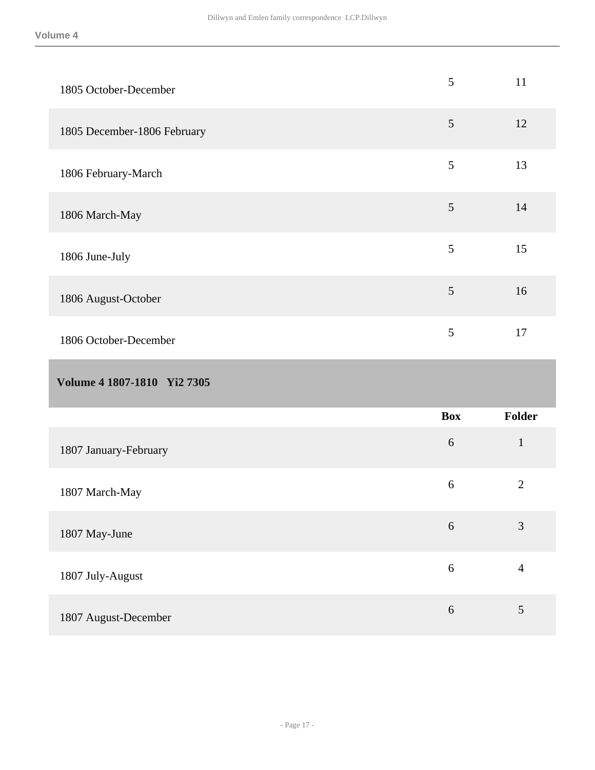| | Box | Folder |
|---|---|---|
| 1805 October-December | 5 | 11 |
| 1805 December-1806 February | 5 | 12 |
| 1806 February-March | 5 | 13 |
| 1806 March-May | 5 | 14 |
| 1806 June-July | 5 | 15 |
| 1806 August-October | 5 | 16 |
| 1806 October-December | 5 | 17 |

### Volume 4 1807-1810 Yi2 7305

| | Box | Folder |
|---|---|---|
| 1807 January-February | 6 | 1 |
| 1807 March-May | 6 | 2 |
| 1807 May-June | 6 | 3 |
| 1807 July-August | 6 | 4 |
| 1807 August-December | 6 | 5 |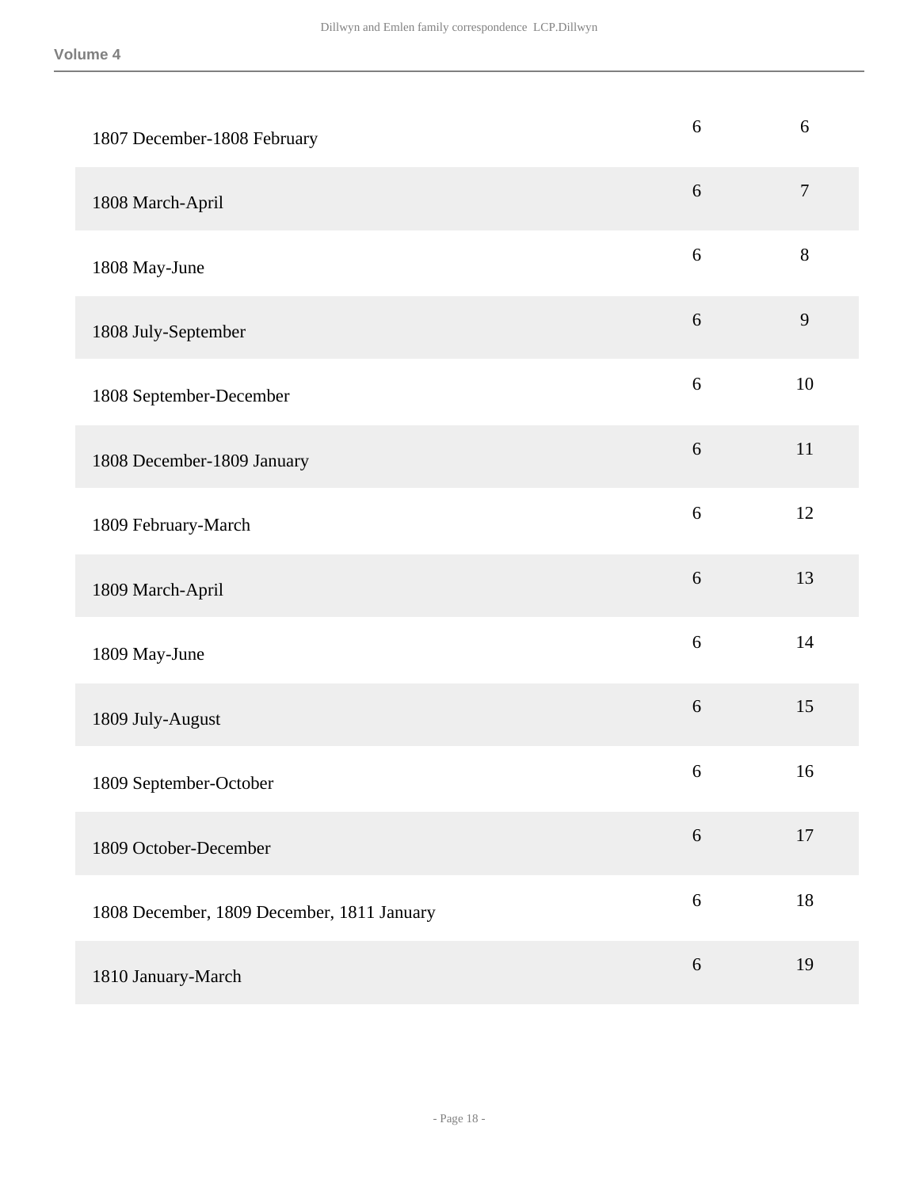| | | |
|---|---|---|
| 1807 December-1808 February | 6 | 6 |
| 1808 March-April | 6 | 7 |
| 1808 May-June | 6 | 8 |
| 1808 July-September | 6 | 9 |
| 1808 September-December | 6 | 10 |
| 1808 December-1809 January | 6 | 11 |
| 1809 February-March | 6 | 12 |
| 1809 March-April | 6 | 13 |
| 1809 May-June | 6 | 14 |
| 1809 July-August | 6 | 15 |
| 1809 September-October | 6 | 16 |
| 1809 October-December | 6 | 17 |
| 1808 December, 1809 December, 1811 January | 6 | 18 |
| 1810 January-March | 6 | 19 |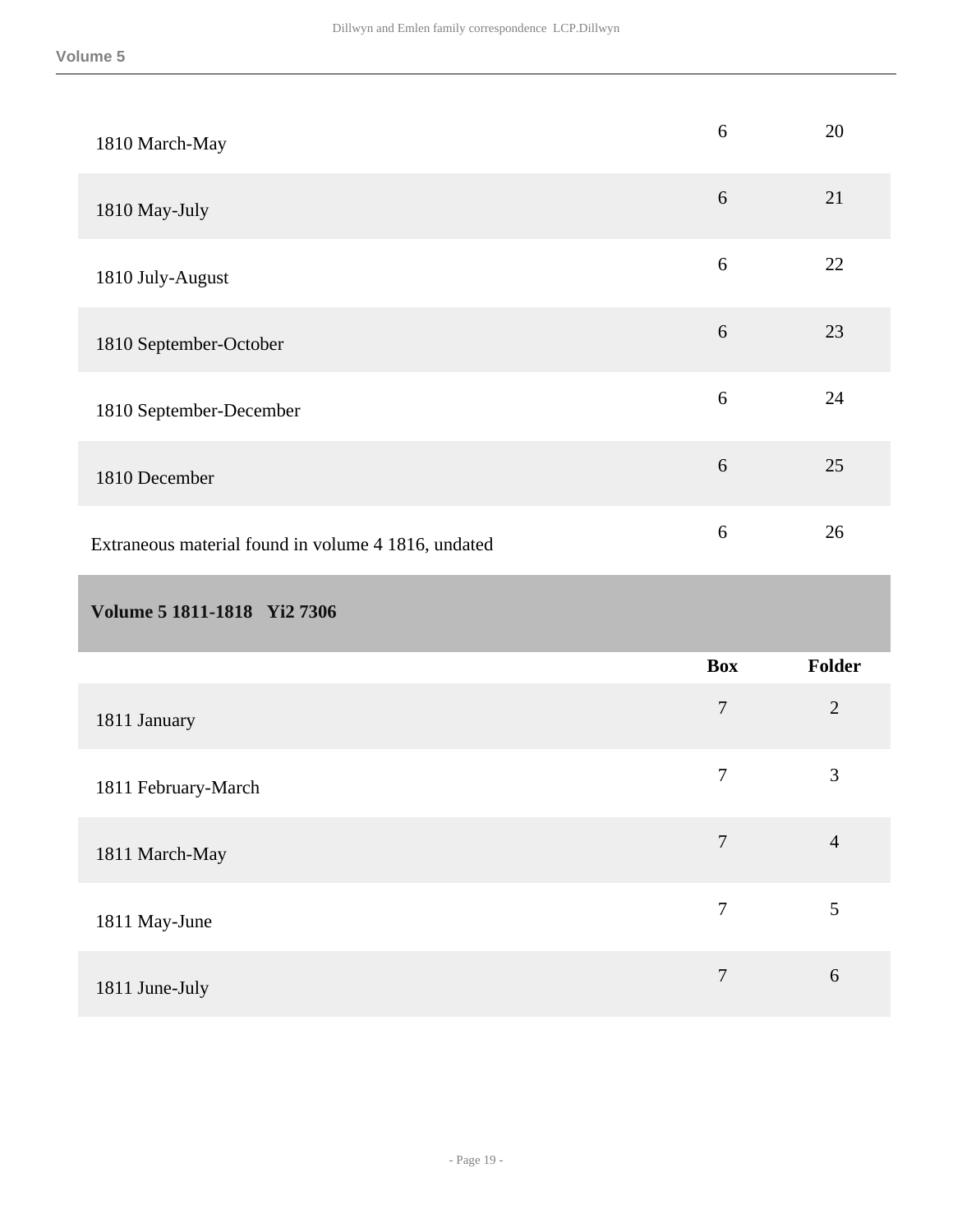| | Box | Folder |
|---|---|---|
| 1810 March-May | 6 | 20 |
| 1810 May-July | 6 | 21 |
| 1810 July-August | 6 | 22 |
| 1810 September-October | 6 | 23 |
| 1810 September-December | 6 | 24 |
| 1810 December | 6 | 25 |
| Extraneous material found in volume 4 1816, undated | 6 | 26 |

### Volume 5 1811-1818 Yi2 7306

| | Box | Folder |
|---|---|---|
| 1811 January | 7 | 2 |
| 1811 February-March | 7 | 3 |
| 1811 March-May | 7 | 4 |
| 1811 May-June | 7 | 5 |
| 1811 June-July | 7 | 6 |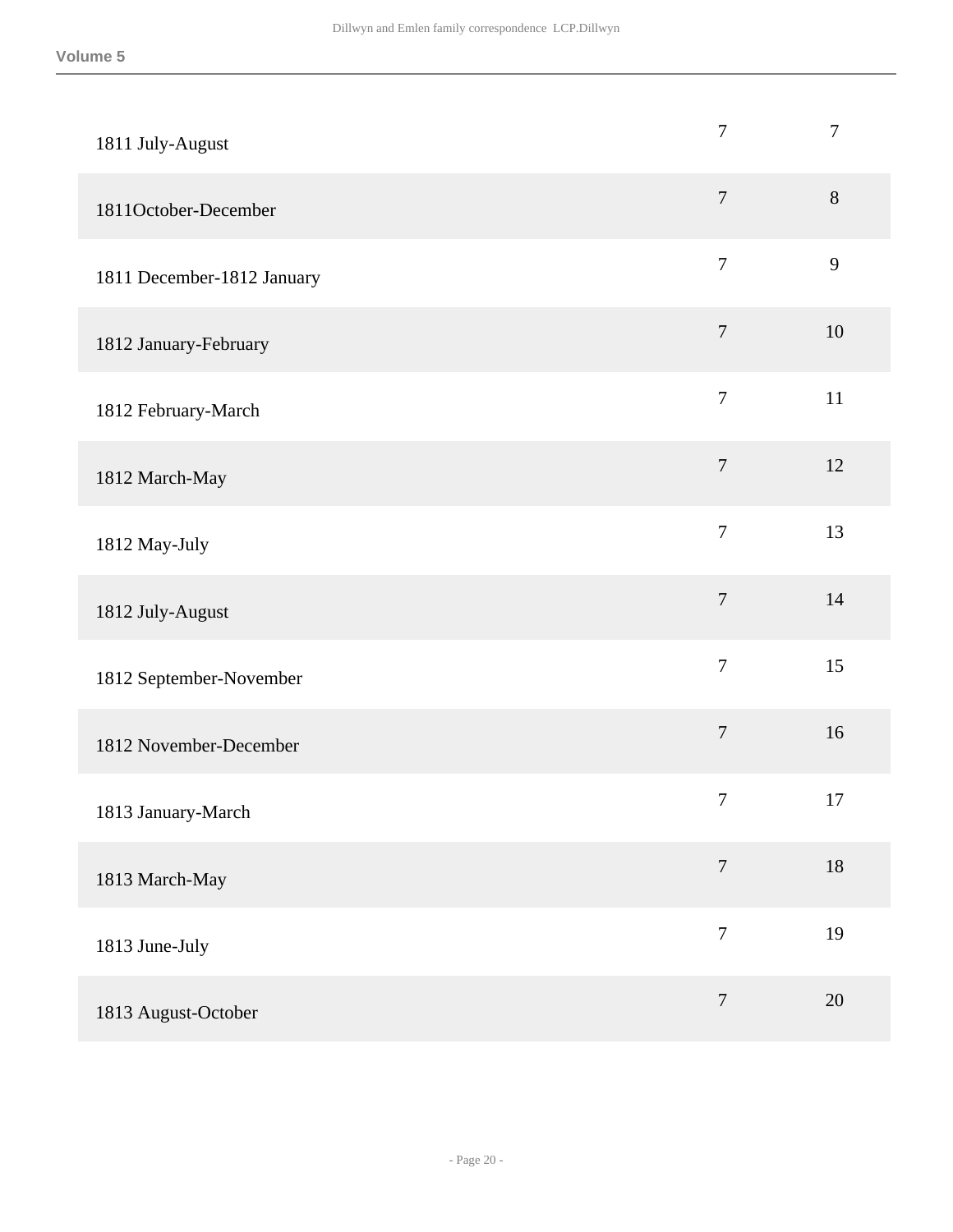**Volume 5**

| | | |
|---|---|---|
| 1811 July-August | 7 | 7 |
| 1811October-December | 7 | 8 |
| 1811 December-1812 January | 7 | 9 |
| 1812 January-February | 7 | 10 |
| 1812 February-March | 7 | 11 |
| 1812 March-May | 7 | 12 |
| 1812 May-July | 7 | 13 |
| 1812 July-August | 7 | 14 |
| 1812 September-November | 7 | 15 |
| 1812 November-December | 7 | 16 |
| 1813 January-March | 7 | 17 |
| 1813 March-May | 7 | 18 |
| 1813 June-July | 7 | 19 |
| 1813 August-October | 7 | 20 |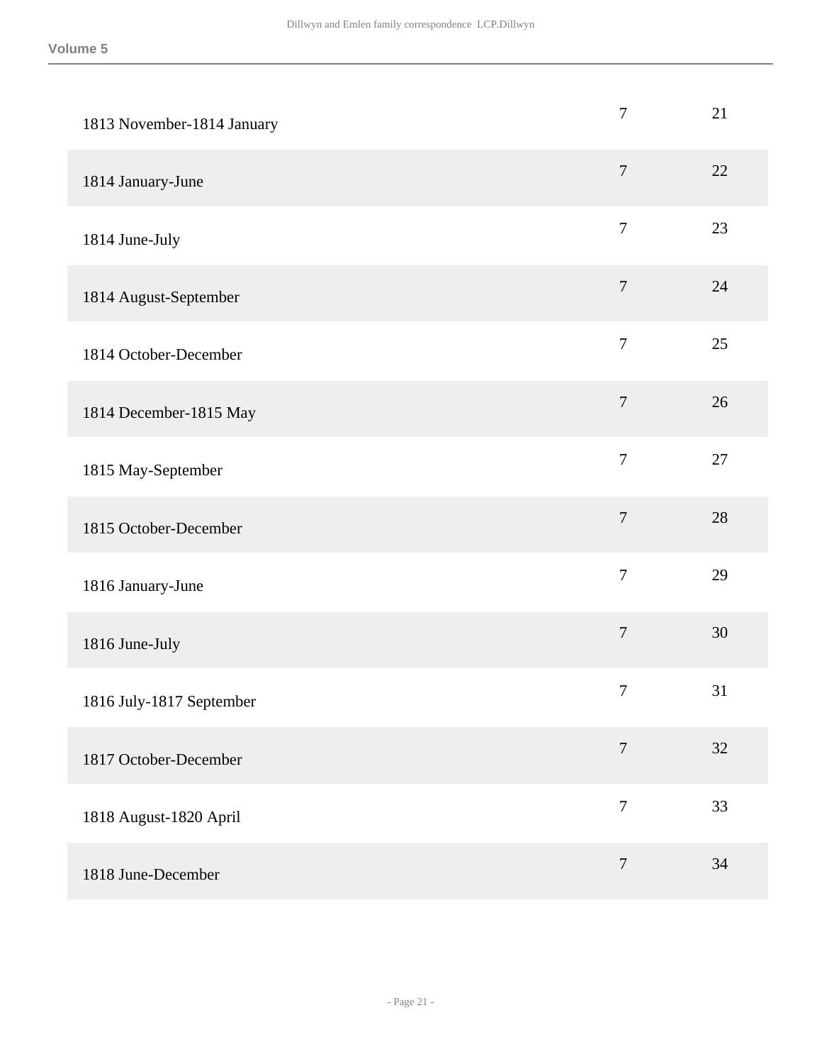| | | |
|---|---|---|
| 1813 November-1814 January | 7 | 21 |
| 1814 January-June | 7 | 22 |
| 1814 June-July | 7 | 23 |
| 1814 August-September | 7 | 24 |
| 1814 October-December | 7 | 25 |
| 1814 December-1815 May | 7 | 26 |
| 1815 May-September | 7 | 27 |
| 1815 October-December | 7 | 28 |
| 1816 January-June | 7 | 29 |
| 1816 June-July | 7 | 30 |
| 1816 July-1817 September | 7 | 31 |
| 1817 October-December | 7 | 32 |
| 1818 August-1820 April | 7 | 33 |
| 1818 June-December | 7 | 34 |